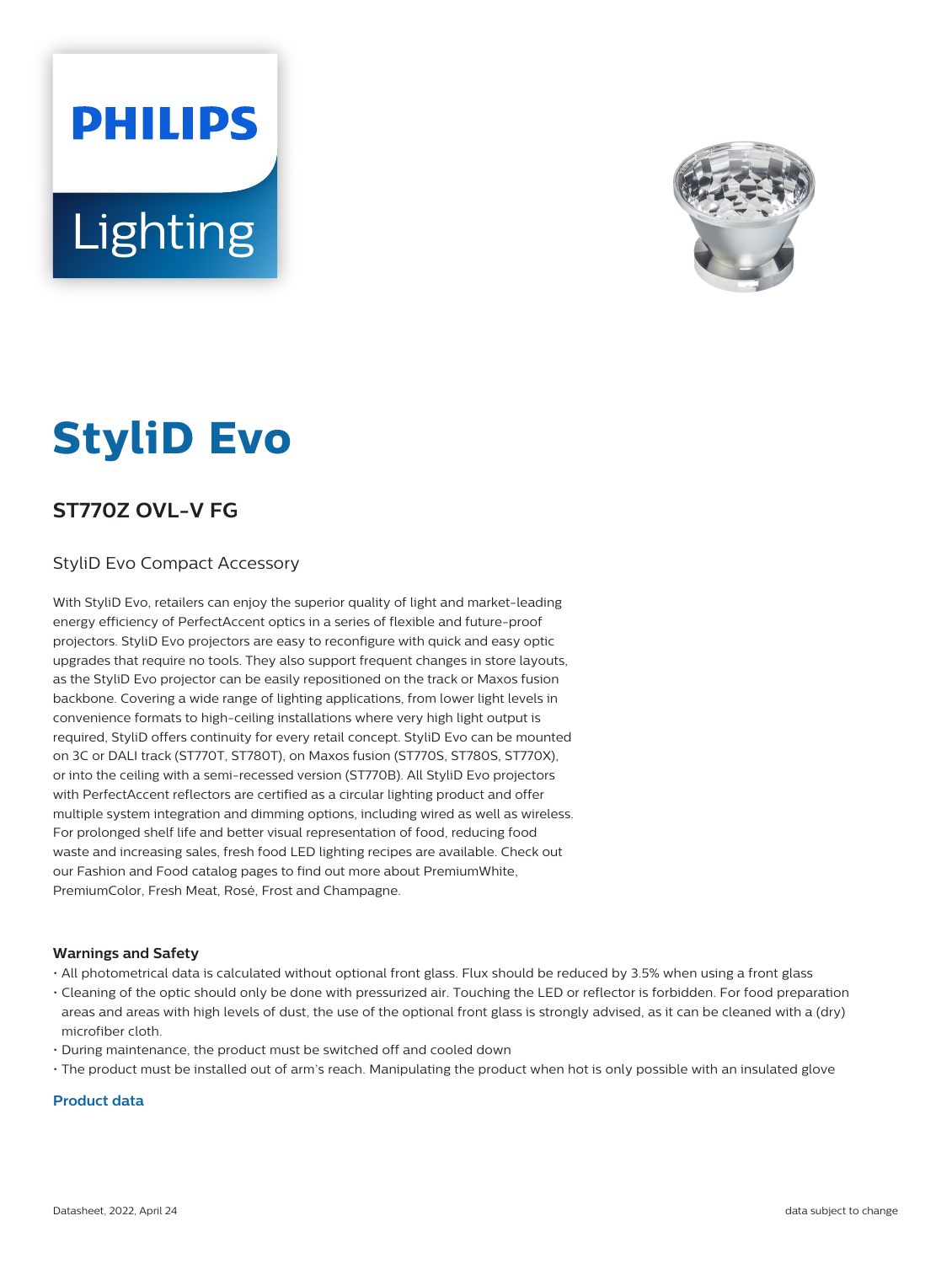PHILIPS

Lighting

# StyliD Evo

## ST770Z OVL-V FG

StyliD Evo Compact Accessory

With StyliD Evo, retailers can enjoy the superior quality of light and market-leading energy efficiency of PerfectAccent optics in a series of flexible and future-proof projectors. StyliD Evo projectors are easy to reconfigure with quick and easy optic upgrades that require no tools. They also support frequent changes in store layouts, as the StyliD Evo projector can be easily repositioned on the track or Maxos fusion backbone. Covering a wide range of lighting applications, from lower light levels in convenience formats to high-ceiling installations where very high light output is required, StyliD offers continuity for every retail concept. StyliD Evo can be mounted on 3C or DALI track (ST770T, ST780T), on Maxos fusion (ST770S, ST780S, ST770X), or into the ceiling with a semi-recessed version (ST770B). All StyliD Evo projectors with PerfectAccent reflectors are certified as a circular lighting product and offer multiple system integration and dimming options, including wired as well as wireless. For prolonged shelf life and better visual representation of food, reducing food waste and increasing sales, fresh food LED lighting recipes are available. Check out our Fashion and Food catalog pages to find out more about PremiumWhite, PremiumColor, Fresh Meat, Rosé, Frost and Champagne.

### Warnings and Safety

- All photometrical data is calculated without optional front glass. Flux should be reduced by 3.5% when using a front glass
- Cleaning of the optic should only be done with pressurized air. Touching the LED or reflector is forbidden. For food preparation areas and areas with high levels of dust, the use of the optional front glass is strongly advised, as it can be cleaned with a (dry) microfiber cloth.
- During maintenance, the product must be switched off and cooled down
- The product must be installed out of arm's reach. Manipulating the product when hot is only possible with an insulated glove

### Product data

Datasheet, 2022, April 24

data subject to change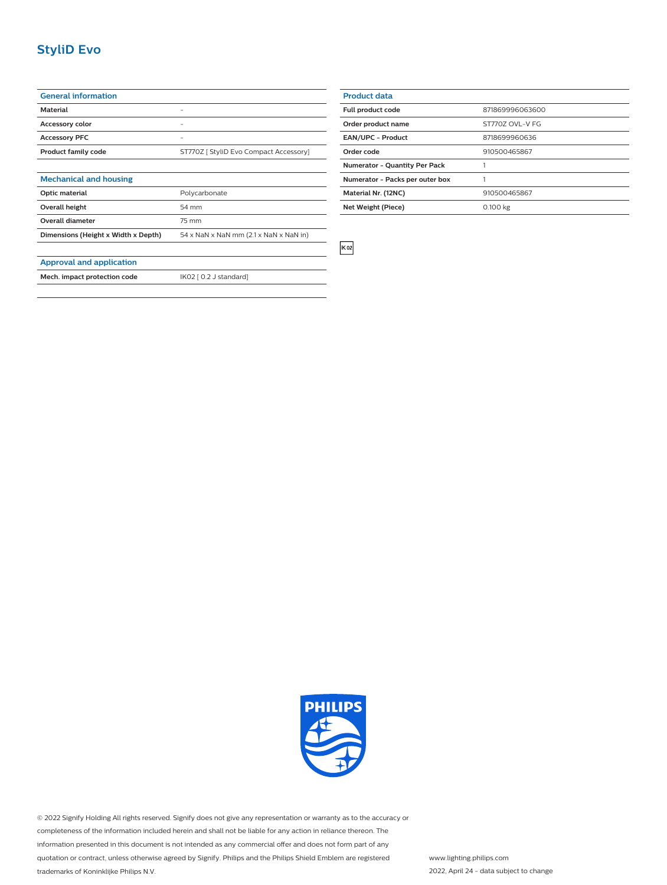# StyliD Evo

| General information | |
|---|---|
| Material | - |
| Accessory color | - |
| Accessory PFC | - |
| Product family code | ST770Z [ StyliD Evo Compact Accessory] |

| Mechanical and housing | |
|---|---|
| Optic material | Polycarbonate |
| Overall height | 54 mm |
| Overall diameter | 75 mm |
| Dimensions (Height x Width x Depth) | 54 x NaN x NaN mm (2.1 x NaN x NaN in) |

| Approval and application | |
|---|---|
| Mech. impact protection code | IK02 [ 0.2 J standard] |

| Product data | |
|---|---|
| Full product code | 871869996063600 |
| Order product name | ST770Z OVL-V FG |
| EAN/UPC - Product | 8718699960636 |
| Order code | 910500465867 |
| Numerator - Quantity Per Pack | 1 |
| Numerator - Packs per outer box | 1 |
| Material Nr. (12NC) | 910500465867 |
| Net Weight (Piece) | 0.100 kg |

IK 02

© 2022 Signify Holding All rights reserved. Signify does not give any representation or warranty as to the accuracy or completeness of the information included herein and shall not be liable for any action in reliance thereon. The information presented in this document is not intended as any commercial offer and does not form part of any quotation or contract, unless otherwise agreed by Signify. Philips and the Philips Shield Emblem are registered trademarks of Koninklijke Philips N.V.

www.lighting.philips.com

2022, April 24 - data subject to change